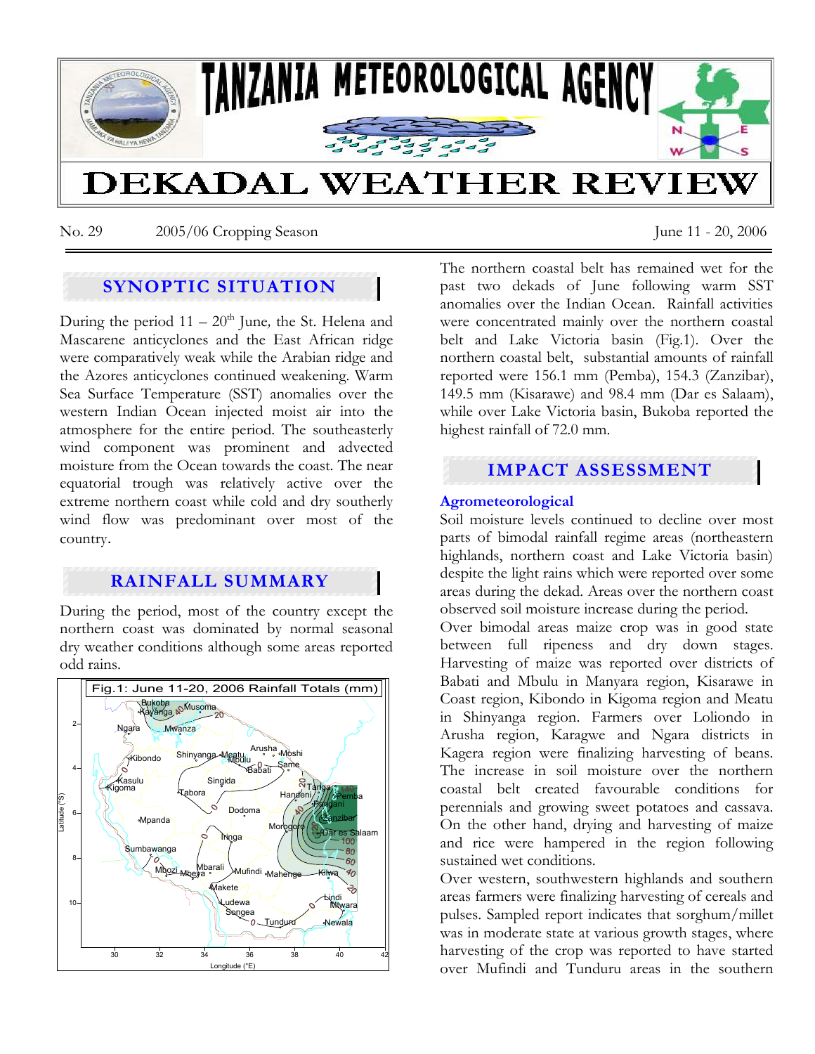# TANZANIA METEOROLOGICAL AGENCY

# DEKADAL WEATHER REVIEW

No. 29 2005/06 Cropping Season June 11 - 20, 2006

## SYNOPTIC SITUATION

During the period 11 – 20th June, the St. Helena and Mascarene anticyclones and the East African ridge were comparatively weak while the Arabian ridge and the Azores anticyclones continued weakening. Warm Sea Surface Temperature (SST) anomalies over the western Indian Ocean injected moist air into the atmosphere for the entire period. The southeasterly wind component was prominent and advected moisture from the Ocean towards the coast. The near equatorial trough was relatively active over the extreme northern coast while cold and dry southerly wind flow was predominant over most of the country.

## RAINFALL SUMMARY

During the period, most of the country except the northern coast was dominated by normal seasonal dry weather conditions although some areas reported odd rains.

Fig.1: June 11-20, 2006 Rainfall Totals (mm)

The northern coastal belt has remained wet for the past two dekads of June following warm SST anomalies over the Indian Ocean. Rainfall activities were concentrated mainly over the northern coastal belt and Lake Victoria basin (Fig.1). Over the northern coastal belt, substantial amounts of rainfall reported were 156.1 mm (Pemba), 154.3 (Zanzibar), 149.5 mm (Kisarawe) and 98.4 mm (Dar es Salaam), while over Lake Victoria basin, Bukoba reported the highest rainfall of 72.0 mm.

## IMPACT ASSESSMENT

### Agrometeorological

Soil moisture levels continued to decline over most parts of bimodal rainfall regime areas (northeastern highlands, northern coast and Lake Victoria basin) despite the light rains which were reported over some areas during the dekad. Areas over the northern coast observed soil moisture increase during the period.

Over bimodal areas maize crop was in good state between full ripeness and dry down stages. Harvesting of maize was reported over districts of Babati and Mbulu in Manyara region, Kisarawe in Coast region, Kibondo in Kigoma region and Meatu in Shinyanga region. Farmers over Loliondo in Arusha region, Karagwe and Ngara districts in Kagera region were finalizing harvesting of beans. The increase in soil moisture over the northern coastal belt created favourable conditions for perennials and growing sweet potatoes and cassava. On the other hand, drying and harvesting of maize and rice were hampered in the region following sustained wet conditions.

Over western, southwestern highlands and southern areas farmers were finalizing harvesting of cereals and pulses. Sampled report indicates that sorghum/millet was in moderate state at various growth stages, where harvesting of the crop was reported to have started over Mufindi and Tunduru areas in the southern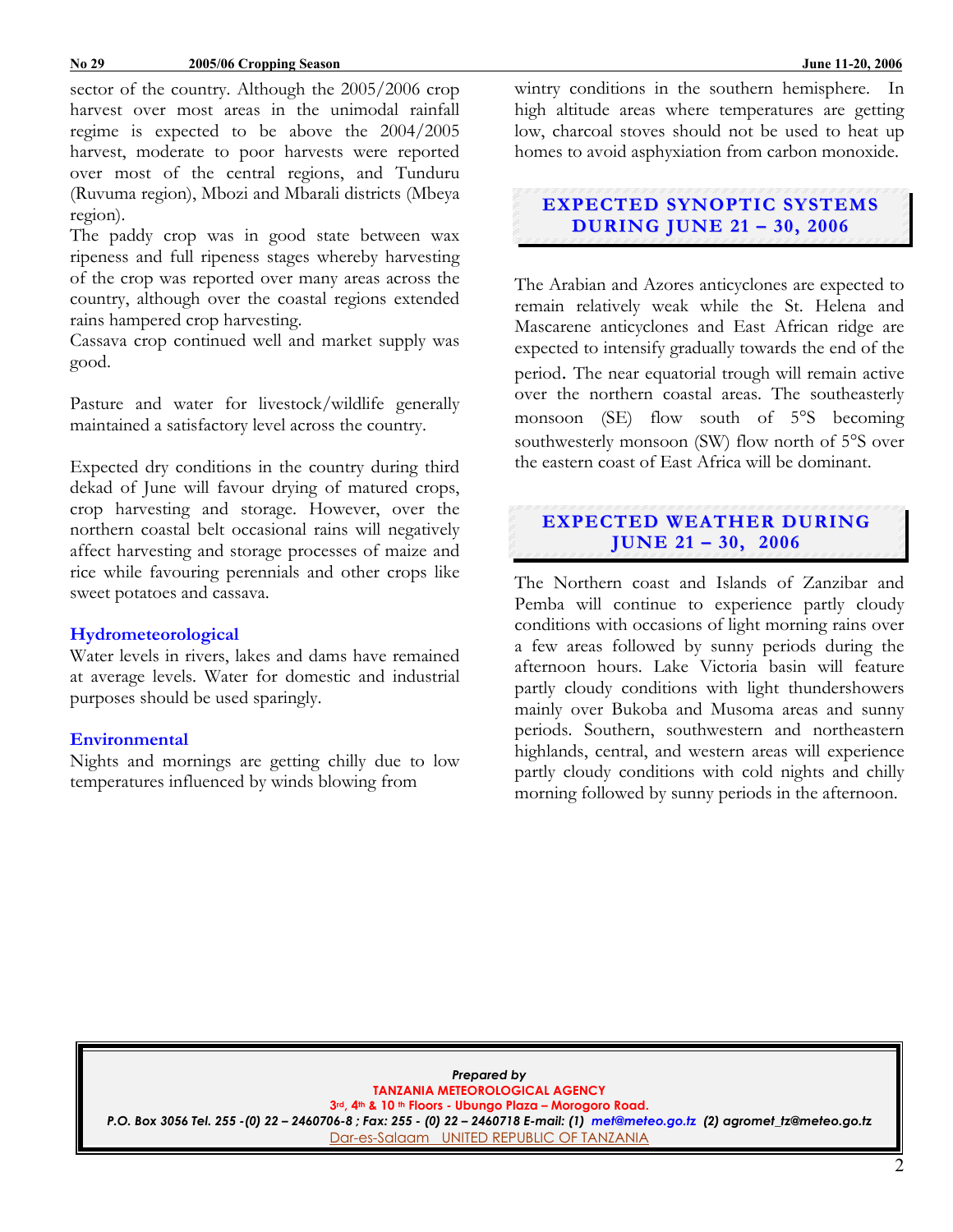sector of the country. Although the 2005/2006 crop harvest over most areas in the unimodal rainfall regime is expected to be above the 2004/2005 harvest, moderate to poor harvests were reported over most of the central regions, and Tunduru (Ruvuma region), Mbozi and Mbarali districts (Mbeya region).

The paddy crop was in good state between wax ripeness and full ripeness stages whereby harvesting of the crop was reported over many areas across the country, although over the coastal regions extended rains hampered crop harvesting.

Cassava crop continued well and market supply was good.

Pasture and water for livestock/wildlife generally maintained a satisfactory level across the country.

Expected dry conditions in the country during third dekad of June will favour drying of matured crops, crop harvesting and storage. However, over the northern coastal belt occasional rains will negatively affect harvesting and storage processes of maize and rice while favouring perennials and other crops like sweet potatoes and cassava.

### Hydrometeorological

Water levels in rivers, lakes and dams have remained at average levels. Water for domestic and industrial purposes should be used sparingly.

### Environmental

Nights and mornings are getting chilly due to low temperatures influenced by winds blowing from wintry conditions in the southern hemisphere. In high altitude areas where temperatures are getting low, charcoal stoves should not be used to heat up homes to avoid asphyxiation from carbon monoxide.

## EXPECTED SYNOPTIC SYSTEMS DURING JUNE 21 – 30, 2006

The Arabian and Azores anticyclones are expected to remain relatively weak while the St. Helena and Mascarene anticyclones and East African ridge are expected to intensify gradually towards the end of the period. The near equatorial trough will remain active over the northern coastal areas. The southeasterly monsoon (SE) flow south of 5°S becoming southwesterly monsoon (SW) flow north of 5°S over the eastern coast of East Africa will be dominant.

## EXPECTED WEATHER DURING JUNE 21 – 30, 2006

The Northern coast and Islands of Zanzibar and Pemba will continue to experience partly cloudy conditions with occasions of light morning rains over a few areas followed by sunny periods during the afternoon hours. Lake Victoria basin will feature partly cloudy conditions with light thundershowers mainly over Bukoba and Musoma areas and sunny periods. Southern, southwestern and northeastern highlands, central, and western areas will experience partly cloudy conditions with cold nights and chilly morning followed by sunny periods in the afternoon.

*Prepared by*
**TANZANIA METEOROLOGICAL AGENCY**
**3rd, 4th & 10th Floors - Ubungo Plaza – Morogoro Road.**
*P.O. Box 3056 Tel. 255 -(0) 22 – 2460706-8 ; Fax: 255 - (0) 22 – 2460718 E-mail: (1) met@meteo.go.tz (2) agromet_tz@meteo.go.tz*
Dar-es-Salaam UNITED REPUBLIC OF TANZANIA